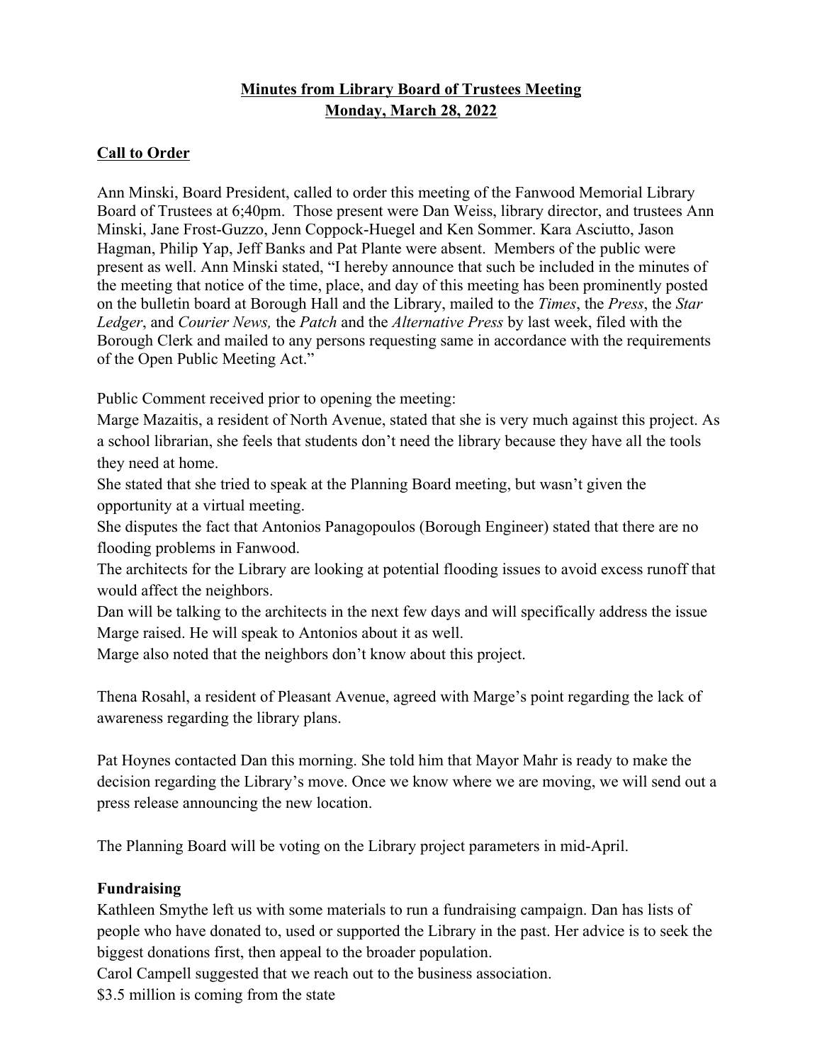# Minutes from Library Board of Trustees Meeting
## Monday, March 28, 2022

### Call to Order

Ann Minski, Board President, called to order this meeting of the Fanwood Memorial Library Board of Trustees at 6;40pm. Those present were Dan Weiss, library director, and trustees Ann Minski, Jane Frost-Guzzo, Jenn Coppock-Huegel and Ken Sommer. Kara Asciutto, Jason Hagman, Philip Yap, Jeff Banks and Pat Plante were absent. Members of the public were present as well. Ann Minski stated, "I hereby announce that such be included in the minutes of the meeting that notice of the time, place, and day of this meeting has been prominently posted on the bulletin board at Borough Hall and the Library, mailed to the *Times*, the *Press*, the *Star Ledger*, and *Courier News,* the *Patch* and the *Alternative Press* by last week, filed with the Borough Clerk and mailed to any persons requesting same in accordance with the requirements of the Open Public Meeting Act."

Public Comment received prior to opening the meeting:
Marge Mazaitis, a resident of North Avenue, stated that she is very much against this project. As a school librarian, she feels that students don't need the library because they have all the tools they need at home.
She stated that she tried to speak at the Planning Board meeting, but wasn't given the opportunity at a virtual meeting.
She disputes the fact that Antonios Panagopoulos (Borough Engineer) stated that there are no flooding problems in Fanwood.
The architects for the Library are looking at potential flooding issues to avoid excess runoff that would affect the neighbors.
Dan will be talking to the architects in the next few days and will specifically address the issue Marge raised. He will speak to Antonios about it as well.
Marge also noted that the neighbors don't know about this project.

Thena Rosahl, a resident of Pleasant Avenue, agreed with Marge's point regarding the lack of awareness regarding the library plans.

Pat Hoynes contacted Dan this morning. She told him that Mayor Mahr is ready to make the decision regarding the Library's move. Once we know where we are moving, we will send out a press release announcing the new location.

The Planning Board will be voting on the Library project parameters in mid-April.

### Fundraising

Kathleen Smythe left us with some materials to run a fundraising campaign. Dan has lists of people who have donated to, used or supported the Library in the past. Her advice is to seek the biggest donations first, then appeal to the broader population.
Carol Campell suggested that we reach out to the business association.
$3.5 million is coming from the state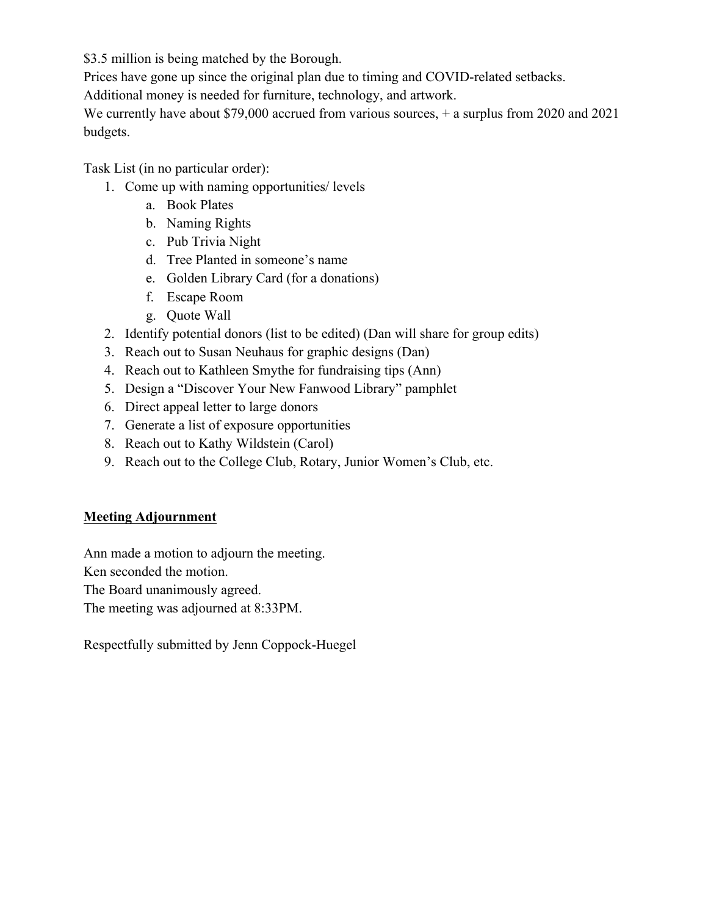$3.5 million is being matched by the Borough.
Prices have gone up since the original plan due to timing and COVID-related setbacks.
Additional money is needed for furniture, technology, and artwork.
We currently have about $79,000 accrued from various sources, + a surplus from 2020 and 2021 budgets.

Task List (in no particular order):

1. Come up with naming opportunities/ levels
   a. Book Plates
   b. Naming Rights
   c. Pub Trivia Night
   d. Tree Planted in someone's name
   e. Golden Library Card (for a donations)
   f. Escape Room
   g. Quote Wall
2. Identify potential donors (list to be edited) (Dan will share for group edits)
3. Reach out to Susan Neuhaus for graphic designs (Dan)
4. Reach out to Kathleen Smythe for fundraising tips (Ann)
5. Design a "Discover Your New Fanwood Library" pamphlet
6. Direct appeal letter to large donors
7. Generate a list of exposure opportunities
8. Reach out to Kathy Wildstein (Carol)
9. Reach out to the College Club, Rotary, Junior Women's Club, etc.

**Meeting Adjournment**

Ann made a motion to adjourn the meeting.
Ken seconded the motion.
The Board unanimously agreed.
The meeting was adjourned at 8:33PM.

Respectfully submitted by Jenn Coppock-Huegel